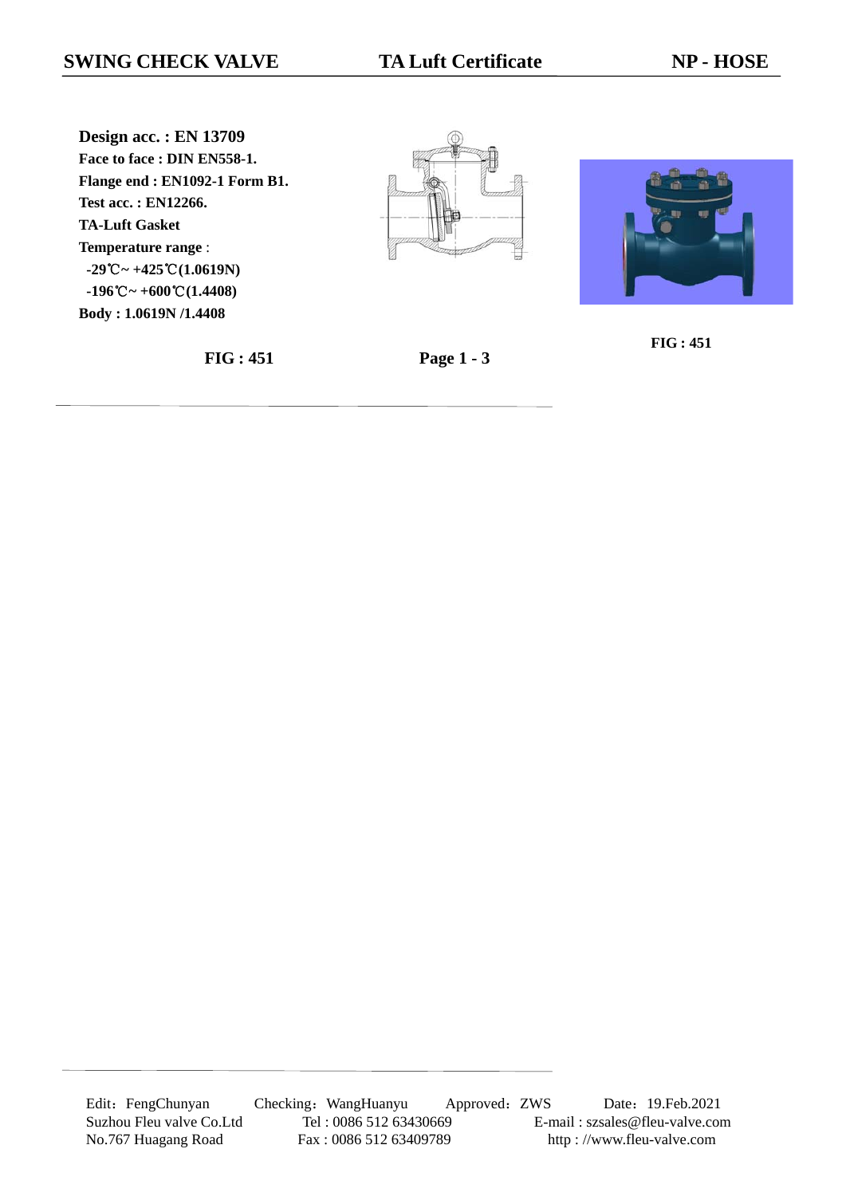# SWING CHECK VALVE | TA Luft Certificate | NP - HOSE

**Design acc. : EN 13709**

**Face to face : DIN EN558-1.**

**Flange end : EN1092-1 Form B1.**

**Test acc. : EN12266.**

**TA-Luft Gasket**

**Temperature range** :

**-29℃~ +425℃(1.0619N)**

**-196℃~ +600℃(1.4408)**

**Body : 1.0619N /1.4408**

**FIG : 451**

**FIG : 451** **Page 1 - 3**

Edit：FengChunyan Checking：WangHuanyu Approved：ZWS Date：19.Feb.2021

Suzhou Fleu valve Co.Ltd Tel : 0086 512 63430669 E-mail : szsales@fleu-valve.com

No.767 Huagang Road Fax : 0086 512 63409789 http : //www.fleu-valve.com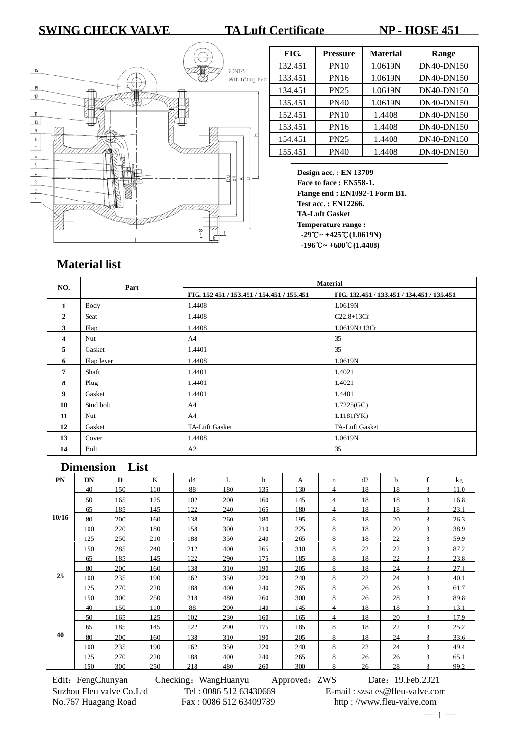# SWING CHECK VALVE    TA Luft Certificate    NP - HOSE 451

| FIG. | Pressure | Material | Range |
|---|---|---|---|
| 132.451 | PN10 | 1.0619N | DN40-DN150 |
| 133.451 | PN16 | 1.0619N | DN40-DN150 |
| 134.451 | PN25 | 1.0619N | DN40-DN150 |
| 135.451 | PN40 | 1.0619N | DN40-DN150 |
| 152.451 | PN10 | 1.4408 | DN40-DN150 |
| 153.451 | PN16 | 1.4408 | DN40-DN150 |
| 154.451 | PN25 | 1.4408 | DN40-DN150 |
| 155.451 | PN40 | 1.4408 | DN40-DN150 |

**Design acc. : EN 13709**
**Face to face : EN558-1.**
**Flange end : EN1092-1 Form B1.**
**Test acc. : EN12266.**
**TA-Luft Gasket**
**Temperature range :**
**-29℃~ +425℃(1.0619N)**
**-196℃~ +600℃(1.4408)**

## Material list

| NO. | Part | Material | |
|---|---|---|---|
| | | FIG. 152.451 / 153.451 / 154.451 / 155.451 | FIG. 132.451 / 133.451 / 134.451 / 135.451 |
| 1 | Body | 1.4408 | 1.0619N |
| 2 | Seat | 1.4408 | C22.8+13Cr |
| 3 | Flap | 1.4408 | 1.0619N+13Cr |
| 4 | Nut | A4 | 35 |
| 5 | Gasket | 1.4401 | 35 |
| 6 | Flap lever | 1.4408 | 1.0619N |
| 7 | Shaft | 1.4401 | 1.4021 |
| 8 | Plug | 1.4401 | 1.4021 |
| 9 | Gasket | 1.4401 | 1.4401 |
| 10 | Stud bolt | A4 | 1.7225(GC) |
| 11 | Nut | A4 | 1.1181(YK) |
| 12 | Gasket | TA-Luft Gasket | TA-Luft Gasket |
| 13 | Cover | 1.4408 | 1.0619N |
| 14 | Bolt | A2 | 35 |

## Dimension List

| PN | DN | D | K | d4 | L | h | A | n | d2 | b | f | kg |
|---|---|---|---|---|---|---|---|---|---|---|---|---|
| 10/16 | 40 | 150 | 110 | 88 | 180 | 135 | 130 | 4 | 18 | 18 | 3 | 11.0 |
| | 50 | 165 | 125 | 102 | 200 | 160 | 145 | 4 | 18 | 18 | 3 | 16.8 |
| | 65 | 185 | 145 | 122 | 240 | 165 | 180 | 4 | 18 | 18 | 3 | 23.1 |
| | 80 | 200 | 160 | 138 | 260 | 180 | 195 | 8 | 18 | 20 | 3 | 26.3 |
| | 100 | 220 | 180 | 158 | 300 | 210 | 225 | 8 | 18 | 20 | 3 | 38.9 |
| | 125 | 250 | 210 | 188 | 350 | 240 | 265 | 8 | 18 | 22 | 3 | 59.9 |
| | 150 | 285 | 240 | 212 | 400 | 265 | 310 | 8 | 22 | 22 | 3 | 87.2 |
| 25 | 65 | 185 | 145 | 122 | 290 | 175 | 185 | 8 | 18 | 22 | 3 | 23.8 |
| | 80 | 200 | 160 | 138 | 310 | 190 | 205 | 8 | 18 | 24 | 3 | 27.1 |
| | 100 | 235 | 190 | 162 | 350 | 220 | 240 | 8 | 22 | 24 | 3 | 40.1 |
| | 125 | 270 | 220 | 188 | 400 | 240 | 265 | 8 | 26 | 26 | 3 | 61.7 |
| | 150 | 300 | 250 | 218 | 480 | 260 | 300 | 8 | 26 | 28 | 3 | 89.8 |
| 40 | 40 | 150 | 110 | 88 | 200 | 140 | 145 | 4 | 18 | 18 | 3 | 13.1 |
| | 50 | 165 | 125 | 102 | 230 | 160 | 165 | 4 | 18 | 20 | 3 | 17.9 |
| | 65 | 185 | 145 | 122 | 290 | 175 | 185 | 8 | 18 | 22 | 3 | 25.2 |
| | 80 | 200 | 160 | 138 | 310 | 190 | 205 | 8 | 18 | 24 | 3 | 33.6 |
| | 100 | 235 | 190 | 162 | 350 | 220 | 240 | 8 | 22 | 24 | 3 | 49.4 |
| | 125 | 270 | 220 | 188 | 400 | 240 | 265 | 8 | 26 | 26 | 3 | 65.1 |
| | 150 | 300 | 250 | 218 | 480 | 260 | 300 | 8 | 26 | 28 | 3 | 99.2 |

Edit：FengChunyan    Checking：WangHuanyu    Approved：ZWS    Date：19.Feb.2021
Suzhou Fleu valve Co.Ltd    Tel : 0086 512 63430669    E-mail : szsales@fleu-valve.com
No.767 Huagang Road    Fax : 0086 512 63409789    http : //www.fleu-valve.com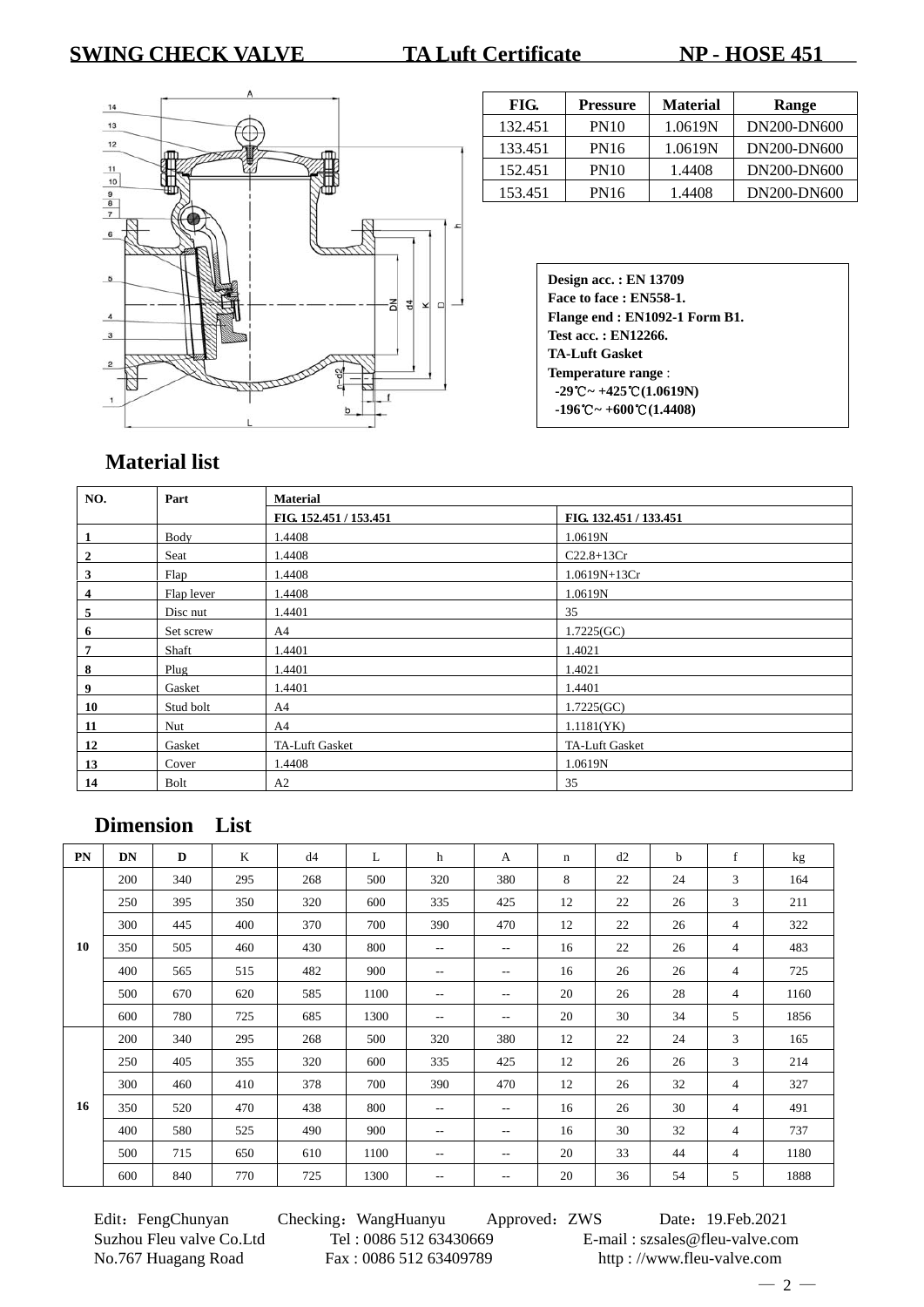# SWING CHECK VALVE TA Luft Certificate NP - HOSE 451

| FIG. | Pressure | Material | Range |
|---|---|---|---|
| 132.451 | PN10 | 1.0619N | DN200-DN600 |
| 133.451 | PN16 | 1.0619N | DN200-DN600 |
| 152.451 | PN10 | 1.4408 | DN200-DN600 |
| 153.451 | PN16 | 1.4408 | DN200-DN600 |

**Design acc. : EN 13709**
**Face to face : EN558-1.**
**Flange end : EN1092-1 Form B1.**
**Test acc. : EN12266.**
**TA-Luft Gasket**
**Temperature range** :
**-29℃~ +425℃(1.0619N)**
**-196℃~ +600℃(1.4408)**

## Material list

| NO. | Part | Material | |
|---|---|---|---|
| | | FIG. 152.451 / 153.451 | FIG. 132.451 / 133.451 |
| 1 | Body | 1.4408 | 1.0619N |
| 2 | Seat | 1.4408 | C22.8+13Cr |
| 3 | Flap | 1.4408 | 1.0619N+13Cr |
| 4 | Flap lever | 1.4408 | 1.0619N |
| 5 | Disc nut | 1.4401 | 35 |
| 6 | Set screw | A4 | 1.7225(GC) |
| 7 | Shaft | 1.4401 | 1.4021 |
| 8 | Plug | 1.4401 | 1.4021 |
| 9 | Gasket | 1.4401 | 1.4401 |
| 10 | Stud bolt | A4 | 1.7225(GC) |
| 11 | Nut | A4 | 1.1181(YK) |
| 12 | Gasket | TA-Luft Gasket | TA-Luft Gasket |
| 13 | Cover | 1.4408 | 1.0619N |
| 14 | Bolt | A2 | 35 |

## Dimension List

| PN | DN | D | K | d4 | L | h | A | n | d2 | b | f | kg |
|---|---|---|---|---|---|---|---|---|---|---|---|---|
| 10 | 200 | 340 | 295 | 268 | 500 | 320 | 380 | 8 | 22 | 24 | 3 | 164 |
| | 250 | 395 | 350 | 320 | 600 | 335 | 425 | 12 | 22 | 26 | 3 | 211 |
| | 300 | 445 | 400 | 370 | 700 | 390 | 470 | 12 | 22 | 26 | 4 | 322 |
| | 350 | 505 | 460 | 430 | 800 | -- | -- | 16 | 22 | 26 | 4 | 483 |
| | 400 | 565 | 515 | 482 | 900 | -- | -- | 16 | 26 | 26 | 4 | 725 |
| | 500 | 670 | 620 | 585 | 1100 | -- | -- | 20 | 26 | 28 | 4 | 1160 |
| | 600 | 780 | 725 | 685 | 1300 | -- | -- | 20 | 30 | 34 | 5 | 1856 |
| 16 | 200 | 340 | 295 | 268 | 500 | 320 | 380 | 12 | 22 | 24 | 3 | 165 |
| | 250 | 405 | 355 | 320 | 600 | 335 | 425 | 12 | 26 | 26 | 3 | 214 |
| | 300 | 460 | 410 | 378 | 700 | 390 | 470 | 12 | 26 | 32 | 4 | 327 |
| | 350 | 520 | 470 | 438 | 800 | -- | -- | 16 | 26 | 30 | 4 | 491 |
| | 400 | 580 | 525 | 490 | 900 | -- | -- | 16 | 30 | 32 | 4 | 737 |
| | 500 | 715 | 650 | 610 | 1100 | -- | -- | 20 | 33 | 44 | 4 | 1180 |
| | 600 | 840 | 770 | 725 | 1300 | -- | -- | 20 | 36 | 54 | 5 | 1888 |

Edit：FengChunyan Checking：WangHuanyu Approved：ZWS Date：19.Feb.2021
Suzhou Fleu valve Co.Ltd Tel : 0086 512 63430669 E-mail : szsales@fleu-valve.com
No.767 Huagang Road Fax : 0086 512 63409789 http : //www.fleu-valve.com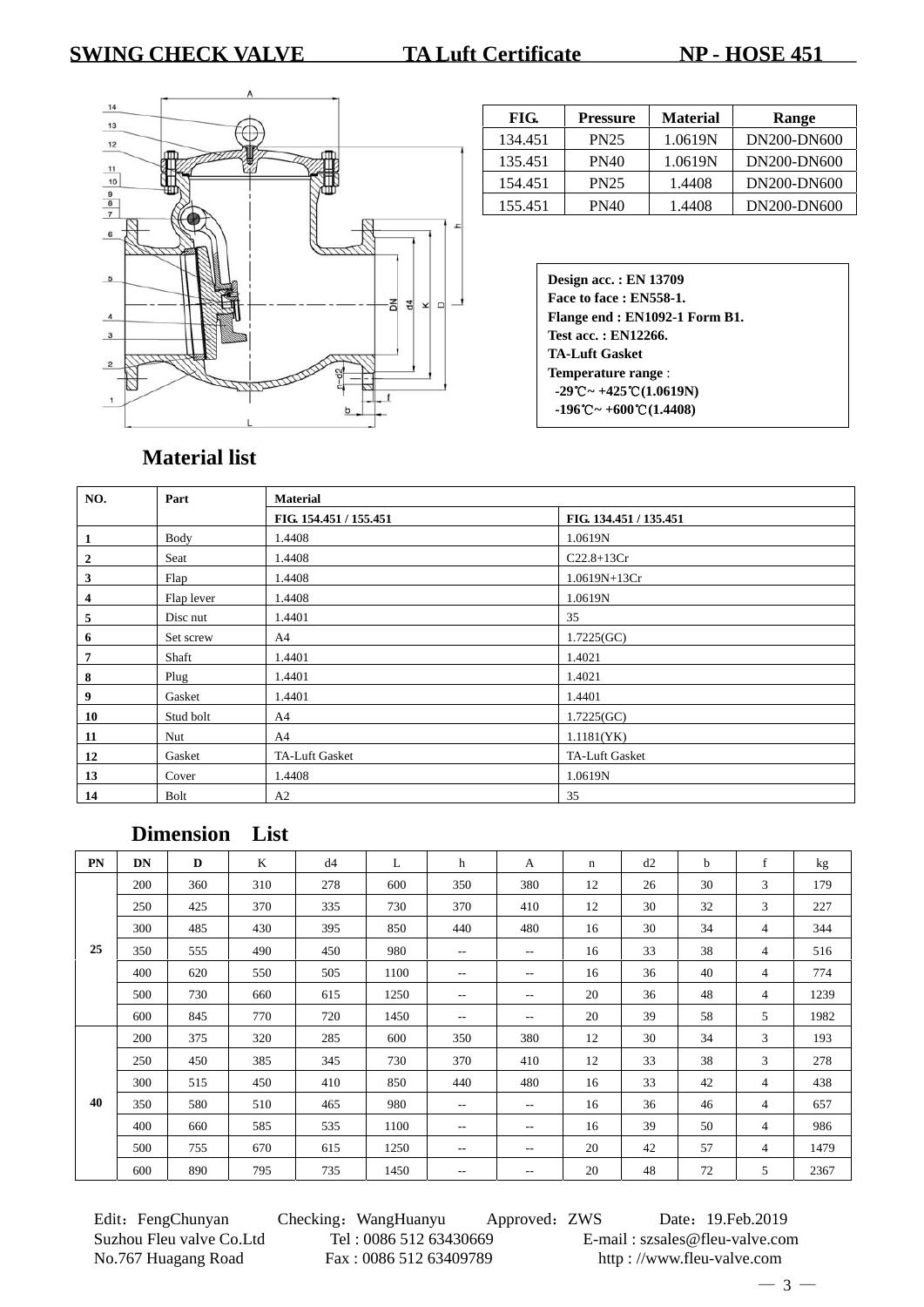**SWING CHECK VALVE** **TA Luft Certificate** **NP - HOSE 451**

| FIG. | Pressure | Material | Range |
|---|---|---|---|
| 134.451 | PN25 | 1.0619N | DN200-DN600 |
| 135.451 | PN40 | 1.0619N | DN200-DN600 |
| 154.451 | PN25 | 1.4408 | DN200-DN600 |
| 155.451 | PN40 | 1.4408 | DN200-DN600 |

**Design acc. : EN 13709**
**Face to face : EN558-1.**
**Flange end : EN1092-1 Form B1.**
**Test acc. : EN12266.**
**TA-Luft Gasket**
**Temperature range** :
**-29℃~ +425℃(1.0619N)**
**-196℃~ +600℃(1.4408)**

## Material list

| NO. | Part | Material | |
|---|---|---|---|
| | | FIG. 154.451 / 155.451 | FIG. 134.451 / 135.451 |
| 1 | Body | 1.4408 | 1.0619N |
| 2 | Seat | 1.4408 | C22.8+13Cr |
| 3 | Flap | 1.4408 | 1.0619N+13Cr |
| 4 | Flap lever | 1.4408 | 1.0619N |
| 5 | Disc nut | 1.4401 | 35 |
| 6 | Set screw | A4 | 1.7225(GC) |
| 7 | Shaft | 1.4401 | 1.4021 |
| 8 | Plug | 1.4401 | 1.4021 |
| 9 | Gasket | 1.4401 | 1.4401 |
| 10 | Stud bolt | A4 | 1.7225(GC) |
| 11 | Nut | A4 | 1.1181(YK) |
| 12 | Gasket | TA-Luft Gasket | TA-Luft Gasket |
| 13 | Cover | 1.4408 | 1.0619N |
| 14 | Bolt | A2 | 35 |

## Dimension List

| PN | DN | D | K | d4 | L | h | A | n | d2 | b | f | kg |
|---|---|---|---|---|---|---|---|---|---|---|---|---|
| 25 | 200 | 360 | 310 | 278 | 600 | 350 | 380 | 12 | 26 | 30 | 3 | 179 |
| | 250 | 425 | 370 | 335 | 730 | 370 | 410 | 12 | 30 | 32 | 3 | 227 |
| | 300 | 485 | 430 | 395 | 850 | 440 | 480 | 16 | 30 | 34 | 4 | 344 |
| | 350 | 555 | 490 | 450 | 980 | -- | -- | 16 | 33 | 38 | 4 | 516 |
| | 400 | 620 | 550 | 505 | 1100 | -- | -- | 16 | 36 | 40 | 4 | 774 |
| | 500 | 730 | 660 | 615 | 1250 | -- | -- | 20 | 36 | 48 | 4 | 1239 |
| | 600 | 845 | 770 | 720 | 1450 | -- | -- | 20 | 39 | 58 | 5 | 1982 |
| 40 | 200 | 375 | 320 | 285 | 600 | 350 | 380 | 12 | 30 | 34 | 3 | 193 |
| | 250 | 450 | 385 | 345 | 730 | 370 | 410 | 12 | 33 | 38 | 3 | 278 |
| | 300 | 515 | 450 | 410 | 850 | 440 | 480 | 16 | 33 | 42 | 4 | 438 |
| | 350 | 580 | 510 | 465 | 980 | -- | -- | 16 | 36 | 46 | 4 | 657 |
| | 400 | 660 | 585 | 535 | 1100 | -- | -- | 16 | 39 | 50 | 4 | 986 |
| | 500 | 755 | 670 | 615 | 1250 | -- | -- | 20 | 42 | 57 | 4 | 1479 |
| | 600 | 890 | 795 | 735 | 1450 | -- | -- | 20 | 48 | 72 | 5 | 2367 |

Edit：FengChunyan Checking：WangHuanyu Approved：ZWS Date：19.Feb.2019
Suzhou Fleu valve Co.Ltd Tel : 0086 512 63430669 E-mail : szsales@fleu-valve.com
No.767 Huagang Road Fax : 0086 512 63409789 http : //www.fleu-valve.com